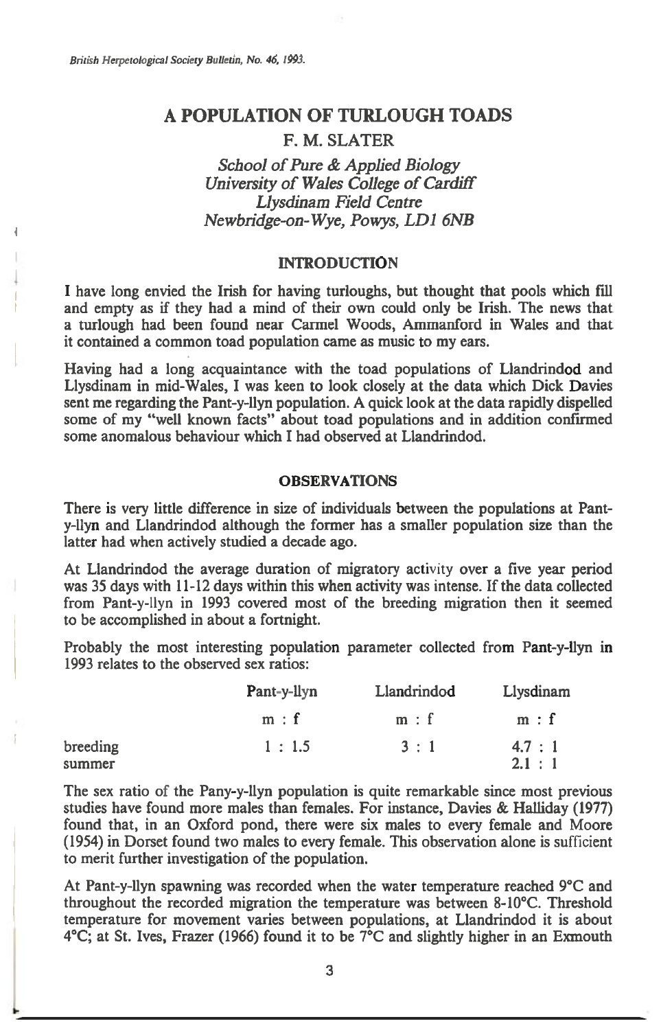# A POPULATION OF TURLOUGH TOADS

F. M. SLATER

*School of Pure & Applied Biology*
*University of Wales College of Cardiff*
*Llysdinam Field Centre*
*Newbridge-on-Wye, Powys, LD1 6NB*

## INTRODUCTION

I have long envied the Irish for having turloughs, but thought that pools which fill and empty as if they had a mind of their own could only be Irish. The news that a turlough had been found near Carmel Woods, Ammanford in Wales and that it contained a common toad population came as music to my ears.

Having had a long acquaintance with the toad populations of Llandrindod and Llysdinam in mid-Wales, I was keen to look closely at the data which Dick Davies sent me regarding the Pant-y-llyn population. A quick look at the data rapidly dispelled some of my "well known facts" about toad populations and in addition confirmed some anomalous behaviour which I had observed at Llandrindod.

## OBSERVATIONS

There is very little difference in size of individuals between the populations at Pant-y-llyn and Llandrindod although the former has a smaller population size than the latter had when actively studied a decade ago.

At Llandrindod the average duration of migratory activity over a five year period was 35 days with 11-12 days within this when activity was intense. If the data collected from Pant-y-llyn in 1993 covered most of the breeding migration then it seemed to be accomplished in about a fortnight.

Probably the most interesting population parameter collected from Pant-y-llyn in 1993 relates to the observed sex ratios:

| | Pant-y-llyn | Llandrindod | Llysdinam |
|---|---|---|---|
| | m : f | m : f | m : f |
| breeding | 1 : 1.5 | 3 : 1 | 4.7 : 1 |
| summer | | | 2.1 : 1 |

The sex ratio of the Pany-y-llyn population is quite remarkable since most previous studies have found more males than females. For instance, Davies & Halliday (1977) found that, in an Oxford pond, there were six males to every female and Moore (1954) in Dorset found two males to every female. This observation alone is sufficient to merit further investigation of the population.

At Pant-y-llyn spawning was recorded when the water temperature reached 9°C and throughout the recorded migration the temperature was between 8-10°C. Threshold temperature for movement varies between populations, at Llandrindod it is about 4°C; at St. Ives, Frazer (1966) found it to be 7°C and slightly higher in an Exmouth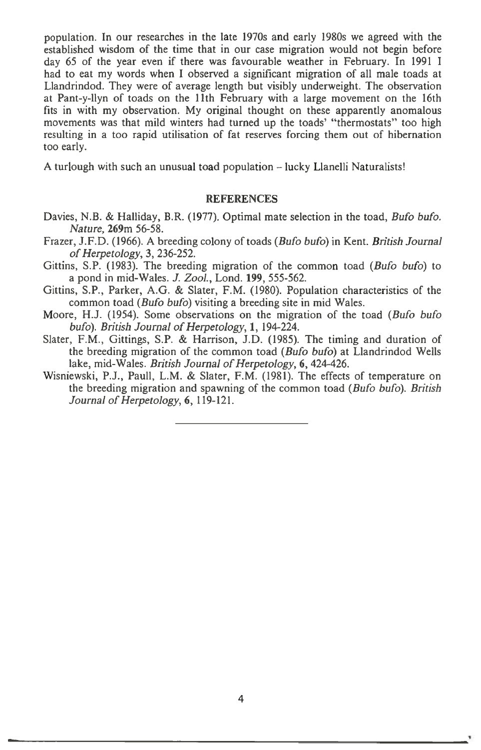population. In our researches in the late 1970s and early 1980s we agreed with the established wisdom of the time that in our case migration would not begin before day 65 of the year even if there was favourable weather in February. In 1991 I had to eat my words when I observed a significant migration of all male toads at Llandrindod. They were of average length but visibly underweight. The observation at Pant-y-llyn of toads on the 11th February with a large movement on the 16th fits in with my observation. My original thought on these apparently anomalous movements was that mild winters had turned up the toads' "thermostats" too high resulting in a too rapid utilisation of fat reserves forcing them out of hibernation too early.

A turlough with such an unusual toad population – lucky Llanelli Naturalists!

## REFERENCES

Davies, N.B. & Halliday, B.R. (1977). Optimal mate selection in the toad, *Bufo bufo*. *Nature*, **269**m 56-58.

Frazer, J.F.D. (1966). A breeding colony of toads (*Bufo bufo*) in Kent. *British Journal of Herpetology*, **3**, 236-252.

Gittins, S.P. (1983). The breeding migration of the common toad (*Bufo bufo*) to a pond in mid-Wales. *J. Zool.*, Lond. **199**, 555-562.

Gittins, S.P., Parker, A.G. & Slater, F.M. (1980). Population characteristics of the common toad (*Bufo bufo*) visiting a breeding site in mid Wales.

Moore, H.J. (1954). Some observations on the migration of the toad (*Bufo bufo bufo*). *British Journal of Herpetology*, **1**, 194-224.

Slater, F.M., Gittings, S.P. & Harrison, J.D. (1985). The timing and duration of the breeding migration of the common toad (*Bufo bufo*) at Llandrindod Wells lake, mid-Wales. *British Journal of Herpetology*, **6**, 424-426.

Wisniewski, P.J., Paull, L.M. & Slater, F.M. (1981). The effects of temperature on the breeding migration and spawning of the common toad (*Bufo bufo*). *British Journal of Herpetology*, **6**, 119-121.